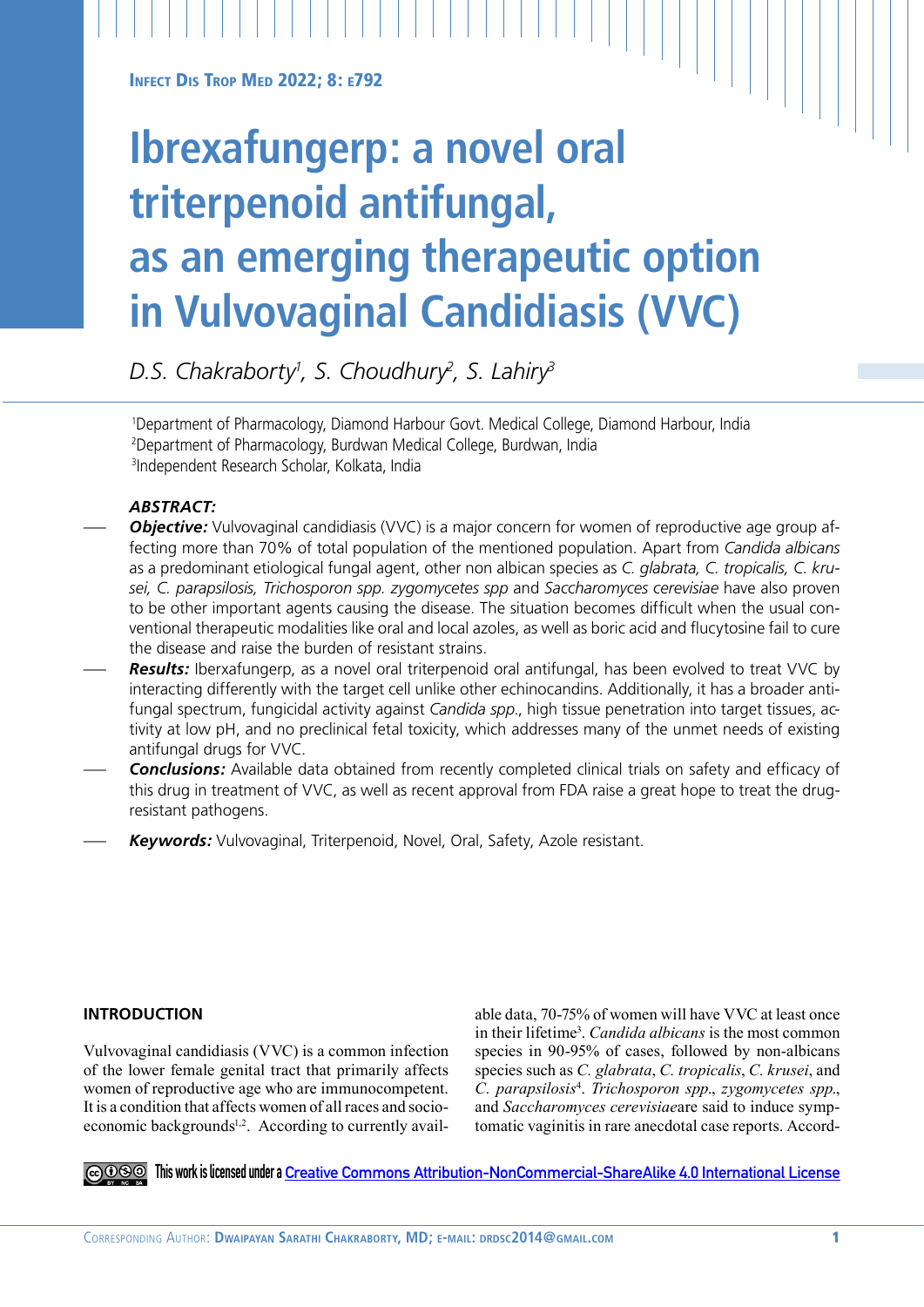# Ibrexafungerp: a novel oral triterpenoid antifungal, as an emerging therapeutic option in Vulvovaginal Candidiasis (VVC)

*D.S. Chakraborty[1], S. Choudhury[2], S. Lahiry[3]*

[1]Department of Pharmacology, Diamond Harbour Govt. Medical College, Diamond Harbour, India
[2]Department of Pharmacology, Burdwan Medical College, Burdwan, India
[3]Independent Research Scholar, Kolkata, India

***ABSTRACT:***

- ***Objective:*** Vulvovaginal candidiasis (VVC) is a major concern for women of reproductive age group affecting more than 70% of total population of the mentioned population. Apart from *Candida albicans* as a predominant etiological fungal agent, other non albican species as *C. glabrata, C. tropicalis, C. krusei, C. parapsilosis, Trichosporon spp. zygomycetes spp* and *Saccharomyces cerevisiae* have also proven to be other important agents causing the disease. The situation becomes difficult when the usual conventional therapeutic modalities like oral and local azoles, as well as boric acid and flucytosine fail to cure the disease and raise the burden of resistant strains.
- ***Results:*** Iberxafungerp, as a novel oral triterpenoid oral antifungal, has been evolved to treat VVC by interacting differently with the target cell unlike other echinocandins. Additionally, it has a broader antifungal spectrum, fungicidal activity against *Candida spp*., high tissue penetration into target tissues, activity at low pH, and no preclinical fetal toxicity, which addresses many of the unmet needs of existing antifungal drugs for VVC.
- ***Conclusions:*** Available data obtained from recently completed clinical trials on safety and efficacy of this drug in treatment of VVC, as well as recent approval from FDA raise a great hope to treat the drug-resistant pathogens.
- ***Keywords:*** Vulvovaginal, Triterpenoid, Novel, Oral, Safety, Azole resistant.

## INTRODUCTION

Vulvovaginal candidiasis (VVC) is a common infection of the lower female genital tract that primarily affects women of reproductive age who are immunocompetent. It is a condition that affects women of all races and socioeconomic backgrounds[1,2]. According to currently available data, 70-75% of women will have VVC at least once in their lifetime[3]. *Candida albicans* is the most common species in 90-95% of cases, followed by non-albicans species such as *C. glabrata*, *C. tropicalis*, *C. krusei*, and *C. parapsilosis*[4]. *Trichosporon spp*., *zygomycetes spp*., and *Saccharomyces cerevisiae*are said to induce symptomatic vaginitis in rare anecdotal case reports. Accord-

This work is licensed under a Creative Commons Attribution-NonCommercial-ShareAlike 4.0 International License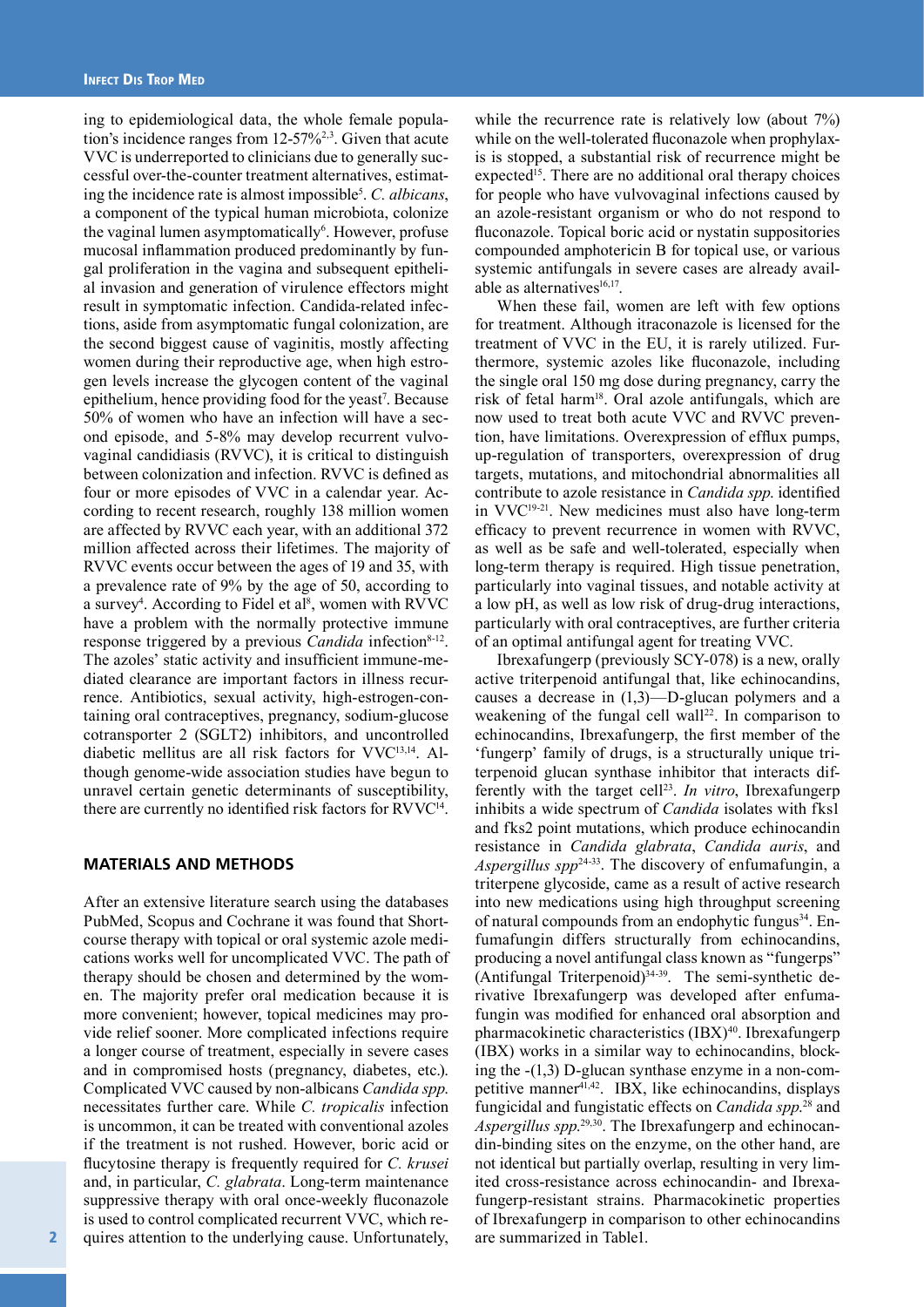ing to epidemiological data, the whole female population's incidence ranges from 12-57%[2,3]. Given that acute VVC is underreported to clinicians due to generally successful over-the-counter treatment alternatives, estimating the incidence rate is almost impossible[5]. *C. albicans*, a component of the typical human microbiota, colonize the vaginal lumen asymptomatically[6]. However, profuse mucosal inflammation produced predominantly by fungal proliferation in the vagina and subsequent epithelial invasion and generation of virulence effectors might result in symptomatic infection. Candida-related infections, aside from asymptomatic fungal colonization, are the second biggest cause of vaginitis, mostly affecting women during their reproductive age, when high estrogen levels increase the glycogen content of the vaginal epithelium, hence providing food for the yeast[7]. Because 50% of women who have an infection will have a second episode, and 5-8% may develop recurrent vulvovaginal candidiasis (RVVC), it is critical to distinguish between colonization and infection. RVVC is defined as four or more episodes of VVC in a calendar year. According to recent research, roughly 138 million women are affected by RVVC each year, with an additional 372 million affected across their lifetimes. The majority of RVVC events occur between the ages of 19 and 35, with a prevalence rate of 9% by the age of 50, according to a survey[4]. According to Fidel et al[8], women with RVVC have a problem with the normally protective immune response triggered by a previous *Candida* infection[8-12]. The azoles' static activity and insufficient immune-mediated clearance are important factors in illness recurrence. Antibiotics, sexual activity, high-estrogen-containing oral contraceptives, pregnancy, sodium-glucose cotransporter 2 (SGLT2) inhibitors, and uncontrolled diabetic mellitus are all risk factors for VVC[13,14]. Although genome-wide association studies have begun to unravel certain genetic determinants of susceptibility, there are currently no identified risk factors for RVVC[14].

## MATERIALS AND METHODS

After an extensive literature search using the databases PubMed, Scopus and Cochrane it was found that Short-course therapy with topical or oral systemic azole medications works well for uncomplicated VVC. The path of therapy should be chosen and determined by the women. The majority prefer oral medication because it is more convenient; however, topical medicines may provide relief sooner. More complicated infections require a longer course of treatment, especially in severe cases and in compromised hosts (pregnancy, diabetes, etc.). Complicated VVC caused by non-albicans *Candida spp.* necessitates further care. While *C. tropicalis* infection is uncommon, it can be treated with conventional azoles if the treatment is not rushed. However, boric acid or flucytosine therapy is frequently required for *C. krusei* and, in particular, *C. glabrata*. Long-term maintenance suppressive therapy with oral once-weekly fluconazole is used to control complicated recurrent VVC, which requires attention to the underlying cause. Unfortunately, while the recurrence rate is relatively low (about 7%) while on the well-tolerated fluconazole when prophylaxis is stopped, a substantial risk of recurrence might be expected[15]. There are no additional oral therapy choices for people who have vulvovaginal infections caused by an azole-resistant organism or who do not respond to fluconazole. Topical boric acid or nystatin suppositories compounded amphotericin B for topical use, or various systemic antifungals in severe cases are already available as alternatives[16,17].

When these fail, women are left with few options for treatment. Although itraconazole is licensed for the treatment of VVC in the EU, it is rarely utilized. Furthermore, systemic azoles like fluconazole, including the single oral 150 mg dose during pregnancy, carry the risk of fetal harm[18]. Oral azole antifungals, which are now used to treat both acute VVC and RVVC prevention, have limitations. Overexpression of efflux pumps, up-regulation of transporters, overexpression of drug targets, mutations, and mitochondrial abnormalities all contribute to azole resistance in *Candida spp.* identified in VVC[19-21]. New medicines must also have long-term efficacy to prevent recurrence in women with RVVC, as well as be safe and well-tolerated, especially when long-term therapy is required. High tissue penetration, particularly into vaginal tissues, and notable activity at a low pH, as well as low risk of drug-drug interactions, particularly with oral contraceptives, are further criteria of an optimal antifungal agent for treating VVC.

Ibrexafungerp (previously SCY-078) is a new, orally active triterpenoid antifungal that, like echinocandins, causes a decrease in (1,3)—D-glucan polymers and a weakening of the fungal cell wall[22]. In comparison to echinocandins, Ibrexafungerp, the first member of the 'fungerp' family of drugs, is a structurally unique triterpenoid glucan synthase inhibitor that interacts differently with the target cell[23]. *In vitro*, Ibrexafungerp inhibits a wide spectrum of *Candida* isolates with fks1 and fks2 point mutations, which produce echinocandin resistance in *Candida glabrata*, *Candida auris*, and *Aspergillus spp*[24-33]. The discovery of enfumafungin, a triterpene glycoside, came as a result of active research into new medications using high throughput screening of natural compounds from an endophytic fungus[34]. Enfumafungin differs structurally from echinocandins, producing a novel antifungal class known as "fungerps" (Antifungal Triterpenoid)[34-39]. The semi-synthetic derivative Ibrexafungerp was developed after enfumafungin was modified for enhanced oral absorption and pharmacokinetic characteristics (IBX)[40]. Ibrexafungerp (IBX) works in a similar way to echinocandins, blocking the -(1,3) D-glucan synthase enzyme in a non-competitive manner[41,42]. IBX, like echinocandins, displays fungicidal and fungistatic effects on *Candida spp.*[28] and *Aspergillus spp.*[29,30]. The Ibrexafungerp and echinocandin-binding sites on the enzyme, on the other hand, are not identical but partially overlap, resulting in very limited cross-resistance across echinocandin- and Ibrexafungerp-resistant strains. Pharmacokinetic properties of Ibrexafungerp in comparison to other echinocandins are summarized in Table1.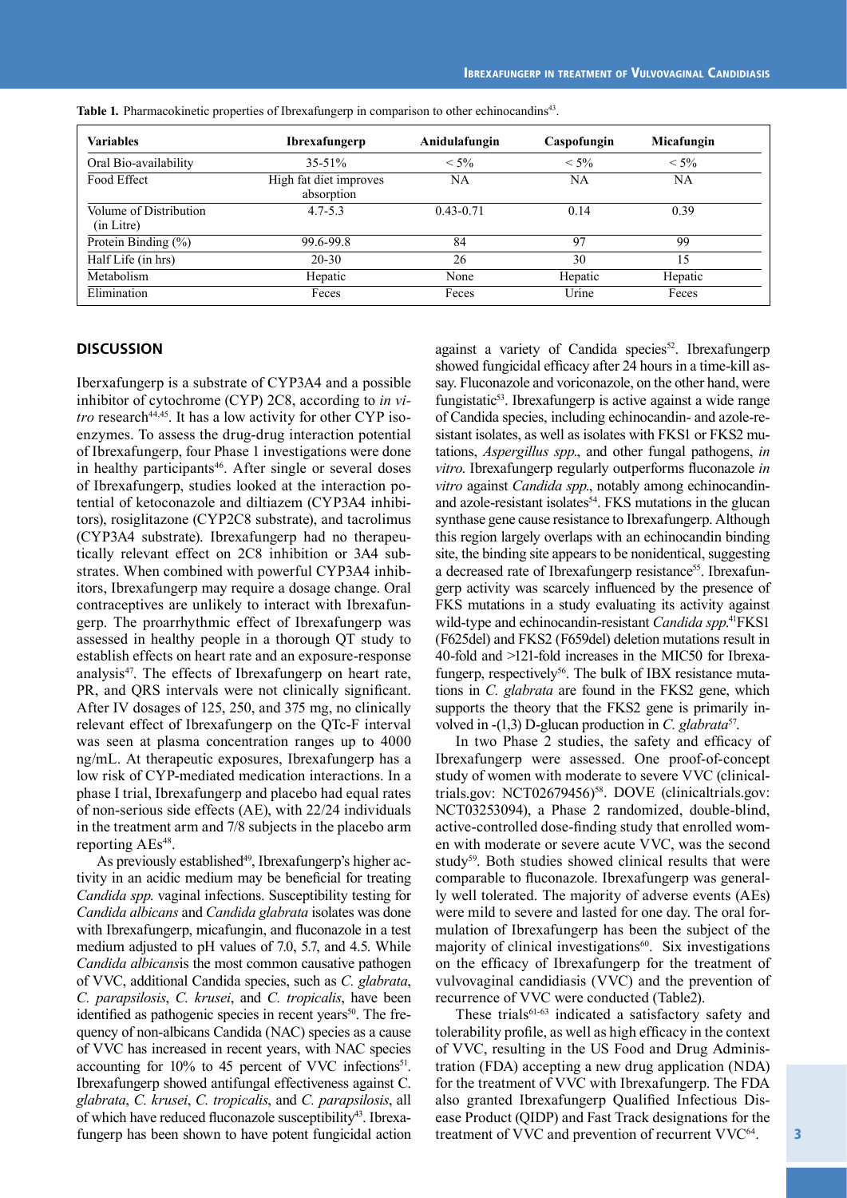**Table 1.** Pharmacokinetic properties of Ibrexafungerp in comparison to other echinocandins[43].

| Variables | Ibrexafungerp | Anidulafungin | Caspofungin | Micafungin |
|---|---|---|---|---|
| Oral Bio-availability | 35-51% | < 5% | < 5% | < 5% |
| Food Effect | High fat diet improves absorption | NA | NA | NA |
| Volume of Distribution (in Litre) | 4.7-5.3 | 0.43-0.71 | 0.14 | 0.39 |
| Protein Binding (%) | 99.6-99.8 | 84 | 97 | 99 |
| Half Life (in hrs) | 20-30 | 26 | 30 | 15 |
| Metabolism | Hepatic | None | Hepatic | Hepatic |
| Elimination | Feces | Feces | Urine | Feces |

## DISCUSSION

Iberxafungerp is a substrate of CYP3A4 and a possible inhibitor of cytochrome (CYP) 2C8, according to *in vitro* research[44,45]. It has a low activity for other CYP isoenzymes. To assess the drug-drug interaction potential of Ibrexafungerp, four Phase 1 investigations were done in healthy participants[46]. After single or several doses of Ibrexafungerp, studies looked at the interaction potential of ketoconazole and diltiazem (CYP3A4 inhibitors), rosiglitazone (CYP2C8 substrate), and tacrolimus (CYP3A4 substrate). Ibrexafungerp had no therapeutically relevant effect on 2C8 inhibition or 3A4 substrates. When combined with powerful CYP3A4 inhibitors, Ibrexafungerp may require a dosage change. Oral contraceptives are unlikely to interact with Ibrexafungerp. The proarrhythmic effect of Ibrexafungerp was assessed in healthy people in a thorough QT study to establish effects on heart rate and an exposure-response analysis[47]. The effects of Ibrexafungerp on heart rate, PR, and QRS intervals were not clinically significant. After IV dosages of 125, 250, and 375 mg, no clinically relevant effect of Ibrexafungerp on the QTc-F interval was seen at plasma concentration ranges up to 4000 ng/mL. At therapeutic exposures, Ibrexafungerp has a low risk of CYP-mediated medication interactions. In a phase I trial, Ibrexafungerp and placebo had equal rates of non-serious side effects (AE), with 22/24 individuals in the treatment arm and 7/8 subjects in the placebo arm reporting AEs[48].

As previously established[49], Ibrexafungerp's higher activity in an acidic medium may be beneficial for treating *Candida spp.* vaginal infections. Susceptibility testing for *Candida albicans* and *Candida glabrata* isolates was done with Ibrexafungerp, micafungin, and fluconazole in a test medium adjusted to pH values of 7.0, 5.7, and 4.5. While *Candida albicans*is the most common causative pathogen of VVC, additional Candida species, such as *C. glabrata*, *C. parapsilosis*, *C. krusei*, and *C. tropicalis*, have been identified as pathogenic species in recent years[50]. The frequency of non-albicans Candida (NAC) species as a cause of VVC has increased in recent years, with NAC species accounting for 10% to 45 percent of VVC infections[51]. Ibrexafungerp showed antifungal effectiveness against C. *glabrata*, *C. krusei*, *C. tropicalis*, and *C. parapsilosis*, all of which have reduced fluconazole susceptibility[43]. Ibrexafungerp has been shown to have potent fungicidal action against a variety of Candida species[52]. Ibrexafungerp showed fungicidal efficacy after 24 hours in a time-kill assay. Fluconazole and voriconazole, on the other hand, were fungistatic[53]. Ibrexafungerp is active against a wide range of Candida species, including echinocandin- and azole-resistant isolates, as well as isolates with FKS1 or FKS2 mutations, *Aspergillus spp.*, and other fungal pathogens, *in vitro*. Ibrexafungerp regularly outperforms fluconazole *in vitro* against *Candida spp.*, notably among echinocandin- and azole-resistant isolates[54]. FKS mutations in the glucan synthase gene cause resistance to Ibrexafungerp. Although this region largely overlaps with an echinocandin binding site, the binding site appears to be nonidentical, suggesting a decreased rate of Ibrexafungerp resistance[55]. Ibrexafungerp activity was scarcely influenced by the presence of FKS mutations in a study evaluating its activity against wild-type and echinocandin-resistant *Candida spp.*[41]FKS1 (F625del) and FKS2 (F659del) deletion mutations result in 40-fold and >121-fold increases in the MIC50 for Ibrexafungerp, respectively[56]. The bulk of IBX resistance mutations in *C. glabrata* are found in the FKS2 gene, which supports the theory that the FKS2 gene is primarily involved in -(1,3) D-glucan production in *C. glabrata*[57].

In two Phase 2 studies, the safety and efficacy of Ibrexafungerp were assessed. One proof-of-concept study of women with moderate to severe VVC (clinicaltrials.gov: NCT02679456)[58]. DOVE (clinicaltrials.gov: NCT03253094), a Phase 2 randomized, double-blind, active-controlled dose-finding study that enrolled women with moderate or severe acute VVC, was the second study[59]. Both studies showed clinical results that were comparable to fluconazole. Ibrexafungerp was generally well tolerated. The majority of adverse events (AEs) were mild to severe and lasted for one day. The oral formulation of Ibrexafungerp has been the subject of the majority of clinical investigations[60]. Six investigations on the efficacy of Ibrexafungerp for the treatment of vulvovaginal candidiasis (VVC) and the prevention of recurrence of VVC were conducted (Table2).

These trials[61-63] indicated a satisfactory safety and tolerability profile, as well as high efficacy in the context of VVC, resulting in the US Food and Drug Administration (FDA) accepting a new drug application (NDA) for the treatment of VVC with Ibrexafungerp. The FDA also granted Ibrexafungerp Qualified Infectious Disease Product (QIDP) and Fast Track designations for the treatment of VVC and prevention of recurrent VVC[64].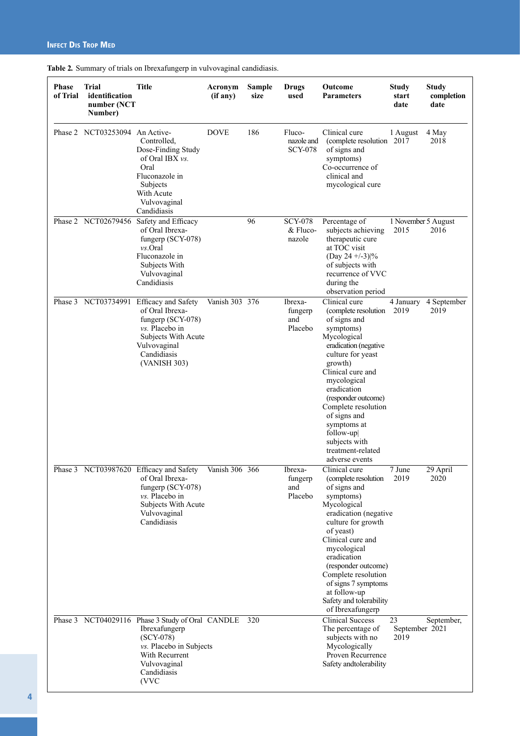**Table 2.** Summary of trials on Ibrexafungerp in vulvovaginal candidiasis.

| Phase of Trial | Trial identification number (NCT Number) | Title | Acronym (if any) | Sample size | Drugs used | Outcome Parameters | Study start date | Study completion date |
|---|---|---|---|---|---|---|---|---|
| Phase 2 | NCT03253094 | An Active-Controlled, Dose-Finding Study of Oral IBX *vs.* Oral Fluconazole in Subjects With Acute Vulvovaginal Candidiasis | DOVE | 186 | Fluconazole and SCY-078 | Clinical cure (complete resolution of signs and symptoms) Co-occurrence of clinical and mycological cure | 1 August 2017 | 4 May 2018 |
| Phase 2 | NCT02679456 | Safety and Efficacy of Oral Ibrexafungerp (SCY-078) *vs.*Oral Fluconazole in Subjects With Vulvovaginal Candidiasis | | 96 | SCY-078 & Fluconazole | Percentage of subjects achieving therapeutic cure at TOC visit (Day 24 +/-3)\|% of subjects with recurrence of VVC during the observation period | 1 November 2015 | 5 August 2016 |
| Phase 3 | NCT03734991 | Efficacy and Safety of Oral Ibrexafungerp (SCY-078) *vs.* Placebo in Subjects With Acute Vulvovaginal Candidiasis (VANISH 303) | Vanish 303 | 376 | Ibrexafungerp and Placebo | Clinical cure (complete resolution of signs and symptoms) Mycological eradication (negative culture for yeast growth) Clinical cure and mycological eradication (responder outcome) Complete resolution of signs and symptoms at follow-up\| subjects with treatment-related adverse events | 4 January 2019 | 4 September 2019 |
| Phase 3 | NCT03987620 | Efficacy and Safety of Oral Ibrexafungerp (SCY-078) *vs.* Placebo in Subjects With Acute Vulvovaginal Candidiasis | Vanish 306 | 366 | Ibrexafungerp and Placebo | Clinical cure (complete resolution of signs and symptoms) Mycological eradication (negative culture for growth of yeast) Clinical cure and mycological eradication (responder outcome) Complete resolution of signs 7 symptoms at follow-up Safety and tolerability of Ibrexafungerp | 7 June 2019 | 29 April 2020 |
| Phase 3 | NCT04029116 | Phase 3 Study of Oral Ibrexafungerp (SCY-078) *vs.* Placebo in Subjects With Recurrent Vulvovaginal Candidiasis (VVC | CANDLE | 320 | | Clinical Success The percentage of subjects with no Mycologically Proven Recurrence Safety andtolerability | 23 September 2019 | September, 2021 |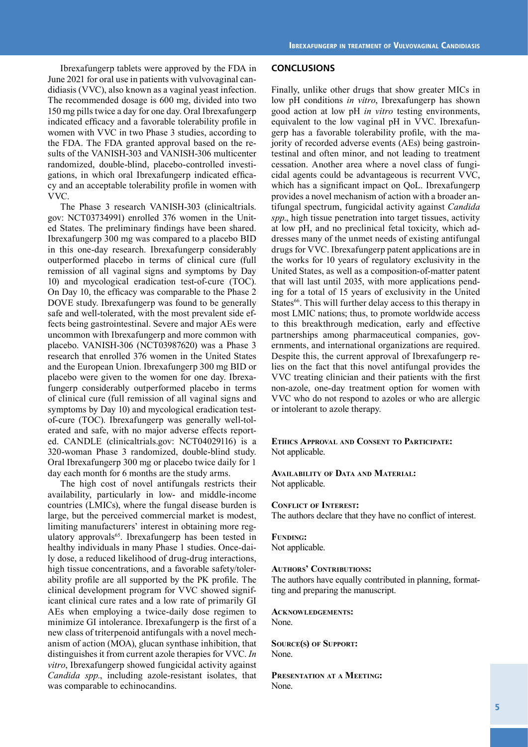Ibrexafungerp tablets were approved by the FDA in June 2021 for oral use in patients with vulvovaginal candidiasis (VVC), also known as a vaginal yeast infection. The recommended dosage is 600 mg, divided into two 150 mg pills twice a day for one day. Oral Ibrexafungerp indicated efficacy and a favorable tolerability profile in women with VVC in two Phase 3 studies, according to the FDA. The FDA granted approval based on the results of the VANISH-303 and VANISH-306 multicenter randomized, double-blind, placebo-controlled investigations, in which oral Ibrexafungerp indicated efficacy and an acceptable tolerability profile in women with VVC.

The Phase 3 research VANISH-303 (clinicaltrials.gov: NCT03734991) enrolled 376 women in the United States. The preliminary findings have been shared. Ibrexafungerp 300 mg was compared to a placebo BID in this one-day research. Ibrexafungerp considerably outperformed placebo in terms of clinical cure (full remission of all vaginal signs and symptoms by Day 10) and mycological eradication test-of-cure (TOC). On Day 10, the efficacy was comparable to the Phase 2 DOVE study. Ibrexafungerp was found to be generally safe and well-tolerated, with the most prevalent side effects being gastrointestinal. Severe and major AEs were uncommon with Ibrexafungerp and more common with placebo. VANISH-306 (NCT03987620) was a Phase 3 research that enrolled 376 women in the United States and the European Union. Ibrexafungerp 300 mg BID or placebo were given to the women for one day. Ibrexafungerp considerably outperformed placebo in terms of clinical cure (full remission of all vaginal signs and symptoms by Day 10) and mycological eradication test-of-cure (TOC). Ibrexafungerp was generally well-tolerated and safe, with no major adverse effects reported. CANDLE (clinicaltrials.gov: NCT04029116) is a 320-woman Phase 3 randomized, double-blind study. Oral Ibrexafungerp 300 mg or placebo twice daily for 1 day each month for 6 months are the study arms.

The high cost of novel antifungals restricts their availability, particularly in low- and middle-income countries (LMICs), where the fungal disease burden is large, but the perceived commercial market is modest, limiting manufacturers' interest in obtaining more regulatory approvals[65]. Ibrexafungerp has been tested in healthy individuals in many Phase 1 studies. Once-daily dose, a reduced likelihood of drug-drug interactions, high tissue concentrations, and a favorable safety/tolerability profile are all supported by the PK profile. The clinical development program for VVC showed significant clinical cure rates and a low rate of primarily GI AEs when employing a twice-daily dose regimen to minimize GI intolerance. Ibrexafungerp is the first of a new class of triterpenoid antifungals with a novel mechanism of action (MOA), glucan synthase inhibition, that distinguishes it from current azole therapies for VVC. *In vitro*, Ibrexafungerp showed fungicidal activity against *Candida spp*., including azole-resistant isolates, that was comparable to echinocandins.

## CONCLUSIONS

Finally, unlike other drugs that show greater MICs in low pH conditions *in vitro*, Ibrexafungerp has shown good action at low pH *in vitro* testing environments, equivalent to the low vaginal pH in VVC. Ibrexafungerp has a favorable tolerability profile, with the majority of recorded adverse events (AEs) being gastrointestinal and often minor, and not leading to treatment cessation. Another area where a novel class of fungicidal agents could be advantageous is recurrent VVC, which has a significant impact on QoL. Ibrexafungerp provides a novel mechanism of action with a broader antifungal spectrum, fungicidal activity against *Candida spp*., high tissue penetration into target tissues, activity at low pH, and no preclinical fetal toxicity, which addresses many of the unmet needs of existing antifungal drugs for VVC. Ibrexafungerp patent applications are in the works for 10 years of regulatory exclusivity in the United States, as well as a composition-of-matter patent that will last until 2035, with more applications pending for a total of 15 years of exclusivity in the United States[66]. This will further delay access to this therapy in most LMIC nations; thus, to promote worldwide access to this breakthrough medication, early and effective partnerships among pharmaceutical companies, governments, and international organizations are required. Despite this, the current approval of Ibrexafungerp relies on the fact that this novel antifungal provides the VVC treating clinician and their patients with the first non-azole, one-day treatment option for women with VVC who do not respond to azoles or who are allergic or intolerant to azole therapy.

**Ethics Approval and Consent to Participate:**
Not applicable.

**Availability of Data and Material:**
Not applicable.

**Conflict of Interest:**
The authors declare that they have no conflict of interest.

**Funding:**
Not applicable.

**Authors' Contributions:**
The authors have equally contributed in planning, formatting and preparing the manuscript.

**Acknowledgements:**
None.

**Source(s) of Support:**
None.

**Presentation at a Meeting:**
None.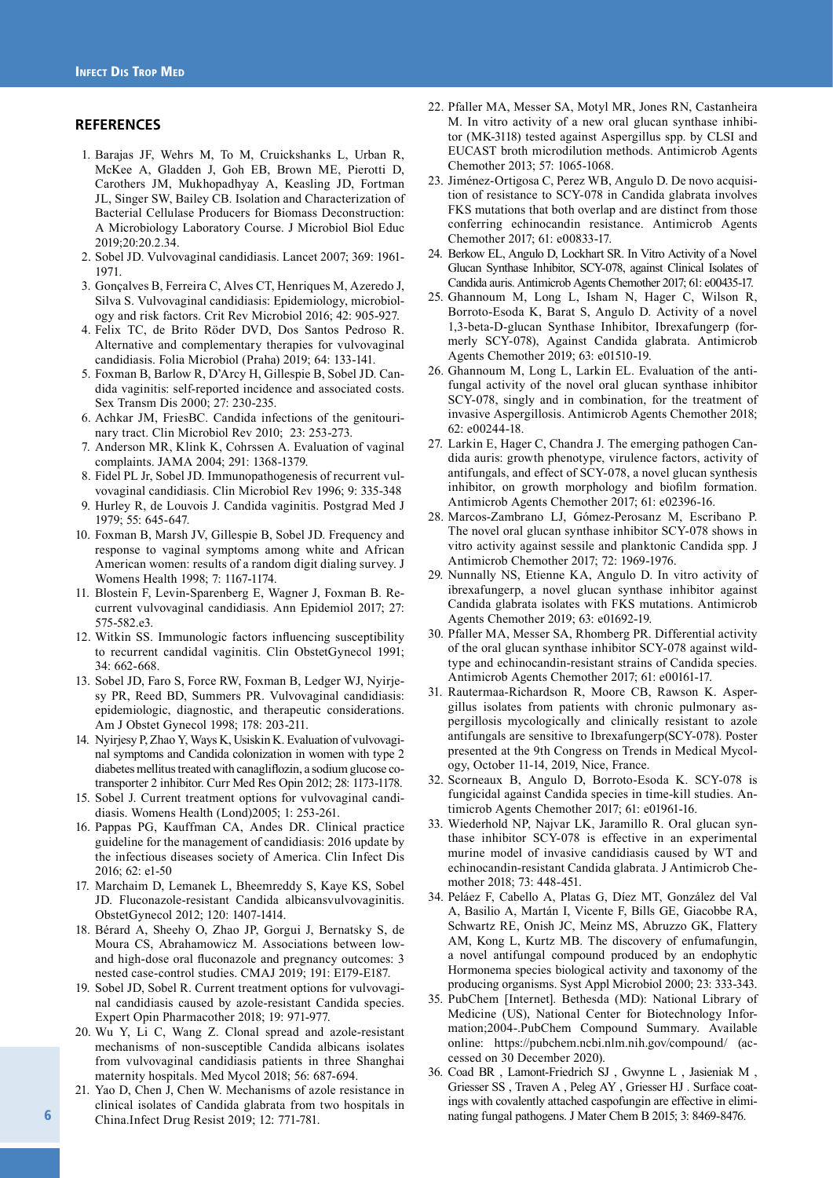## REFERENCES

1. Barajas JF, Wehrs M, To M, Cruickshanks L, Urban R, McKee A, Gladden J, Goh EB, Brown ME, Pierotti D, Carothers JM, Mukhopadhyay A, Keasling JD, Fortman JL, Singer SW, Bailey CB. Isolation and Characterization of Bacterial Cellulase Producers for Biomass Deconstruction: A Microbiology Laboratory Course. J Microbiol Biol Educ 2019;20:20.2.34.
2. Sobel JD. Vulvovaginal candidiasis. Lancet 2007; 369: 1961-1971.
3. Gonçalves B, Ferreira C, Alves CT, Henriques M, Azeredo J, Silva S. Vulvovaginal candidiasis: Epidemiology, microbiology and risk factors. Crit Rev Microbiol 2016; 42: 905-927.
4. Felix TC, de Brito Röder DVD, Dos Santos Pedroso R. Alternative and complementary therapies for vulvovaginal candidiasis. Folia Microbiol (Praha) 2019; 64: 133-141.
5. Foxman B, Barlow R, D'Arcy H, Gillespie B, Sobel JD. Candida vaginitis: self-reported incidence and associated costs. Sex Transm Dis 2000; 27: 230-235.
6. Achkar JM, FriesBC. Candida infections of the genitourinary tract. Clin Microbiol Rev 2010; 23: 253-273.
7. Anderson MR, Klink K, Cohrssen A. Evaluation of vaginal complaints. JAMA 2004; 291: 1368-1379.
8. Fidel PL Jr, Sobel JD. Immunopathogenesis of recurrent vulvovaginal candidiasis. Clin Microbiol Rev 1996; 9: 335-348
9. Hurley R, de Louvois J. Candida vaginitis. Postgrad Med J 1979; 55: 645-647.
10. Foxman B, Marsh JV, Gillespie B, Sobel JD. Frequency and response to vaginal symptoms among white and African American women: results of a random digit dialing survey. J Womens Health 1998; 7: 1167-1174.
11. Blostein F, Levin-Sparenberg E, Wagner J, Foxman B. Recurrent vulvovaginal candidiasis. Ann Epidemiol 2017; 27: 575-582.e3.
12. Witkin SS. Immunologic factors influencing susceptibility to recurrent candidal vaginitis. Clin ObstetGynecol 1991; 34: 662-668.
13. Sobel JD, Faro S, Force RW, Foxman B, Ledger WJ, Nyirjesy PR, Reed BD, Summers PR. Vulvovaginal candidiasis: epidemiologic, diagnostic, and therapeutic considerations. Am J Obstet Gynecol 1998; 178: 203-211.
14. Nyirjesy P, Zhao Y, Ways K, Usiskin K. Evaluation of vulvovaginal symptoms and Candida colonization in women with type 2 diabetes mellitus treated with canagliflozin, a sodium glucose co-transporter 2 inhibitor. Curr Med Res Opin 2012; 28: 1173-1178.
15. Sobel J. Current treatment options for vulvovaginal candidiasis. Womens Health (Lond)2005; 1: 253-261.
16. Pappas PG, Kauffman CA, Andes DR. Clinical practice guideline for the management of candidiasis: 2016 update by the infectious diseases society of America. Clin Infect Dis 2016; 62: e1-50
17. Marchaim D, Lemanek L, Bheemreddy S, Kaye KS, Sobel JD. Fluconazole-resistant Candida albicansvulvovaginitis. ObstetGynecol 2012; 120: 1407-1414.
18. Bérard A, Sheehy O, Zhao JP, Gorgui J, Bernatsky S, de Moura CS, Abrahamowicz M. Associations between low- and high-dose oral fluconazole and pregnancy outcomes: 3 nested case-control studies. CMAJ 2019; 191: E179-E187.
19. Sobel JD, Sobel R. Current treatment options for vulvovaginal candidiasis caused by azole-resistant Candida species. Expert Opin Pharmacother 2018; 19: 971-977.
20. Wu Y, Li C, Wang Z. Clonal spread and azole-resistant mechanisms of non-susceptible Candida albicans isolates from vulvovaginal candidiasis patients in three Shanghai maternity hospitals. Med Mycol 2018; 56: 687-694.
21. Yao D, Chen J, Chen W. Mechanisms of azole resistance in clinical isolates of Candida glabrata from two hospitals in China.Infect Drug Resist 2019; 12: 771-781.
22. Pfaller MA, Messer SA, Motyl MR, Jones RN, Castanheira M. In vitro activity of a new oral glucan synthase inhibitor (MK-3118) tested against Aspergillus spp. by CLSI and EUCAST broth microdilution methods. Antimicrob Agents Chemother 2013; 57: 1065-1068.
23. Jiménez-Ortigosa C, Perez WB, Angulo D. De novo acquisition of resistance to SCY-078 in Candida glabrata involves FKS mutations that both overlap and are distinct from those conferring echinocandin resistance. Antimicrob Agents Chemother 2017; 61: e00833-17.
24. Berkow EL, Angulo D, Lockhart SR. In Vitro Activity of a Novel Glucan Synthase Inhibitor, SCY-078, against Clinical Isolates of Candida auris. Antimicrob Agents Chemother 2017; 61: e00435-17.
25. Ghannoum M, Long L, Isham N, Hager C, Wilson R, Borroto-Esoda K, Barat S, Angulo D. Activity of a novel 1,3-beta-D-glucan Synthase Inhibitor, Ibrexafungerp (formerly SCY-078), Against Candida glabrata. Antimicrob Agents Chemother 2019; 63: e01510-19.
26. Ghannoum M, Long L, Larkin EL. Evaluation of the antifungal activity of the novel oral glucan synthase inhibitor SCY-078, singly and in combination, for the treatment of invasive Aspergillosis. Antimicrob Agents Chemother 2018; 62: e00244-18.
27. Larkin E, Hager C, Chandra J. The emerging pathogen Candida auris: growth phenotype, virulence factors, activity of antifungals, and effect of SCY-078, a novel glucan synthesis inhibitor, on growth morphology and biofilm formation. Antimicrob Agents Chemother 2017; 61: e02396-16.
28. Marcos-Zambrano LJ, Gómez-Perosanz M, Escribano P. The novel oral glucan synthase inhibitor SCY-078 shows in vitro activity against sessile and planktonic Candida spp. J Antimicrob Chemother 2017; 72: 1969-1976.
29. Nunnally NS, Etienne KA, Angulo D. In vitro activity of ibrexafungerp, a novel glucan synthase inhibitor against Candida glabrata isolates with FKS mutations. Antimicrob Agents Chemother 2019; 63: e01692-19.
30. Pfaller MA, Messer SA, Rhomberg PR. Differential activity of the oral glucan synthase inhibitor SCY-078 against wild-type and echinocandin-resistant strains of Candida species. Antimicrob Agents Chemother 2017; 61: e00161-17.
31. Rautermaa-Richardson R, Moore CB, Rawson K. Aspergillus isolates from patients with chronic pulmonary aspergillosis mycologically and clinically resistant to azole antifungals are sensitive to Ibrexafungerp(SCY-078). Poster presented at the 9th Congress on Trends in Medical Mycology, October 11-14, 2019, Nice, France.
32. Scorneaux B, Angulo D, Borroto-Esoda K. SCY-078 is fungicidal against Candida species in time-kill studies. Antimicrob Agents Chemother 2017; 61: e01961-16.
33. Wiederhold NP, Najvar LK, Jaramillo R. Oral glucan synthase inhibitor SCY-078 is effective in an experimental murine model of invasive candidiasis caused by WT and echinocandin-resistant Candida glabrata. J Antimicrob Chemother 2018; 73: 448-451.
34. Peláez F, Cabello A, Platas G, Díez MT, González del Val A, Basilio A, Martán I, Vicente F, Bills GE, Giacobbe RA, Schwartz RE, Onish JC, Meinz MS, Abruzzo GK, Flattery AM, Kong L, Kurtz MB. The discovery of enfumafungin, a novel antifungal compound produced by an endophytic Hormonema species biological activity and taxonomy of the producing organisms. Syst Appl Microbiol 2000; 23: 333-343.
35. PubChem [Internet]. Bethesda (MD): National Library of Medicine (US), National Center for Biotechnology Information;2004-.PubChem Compound Summary. Available online: https://pubchem.ncbi.nlm.nih.gov/compound/ (accessed on 30 December 2020).
36. Coad BR , Lamont-Friedrich SJ , Gwynne L , Jasieniak M , Griesser SS , Traven A , Peleg AY , Griesser HJ . Surface coatings with covalently attached caspofungin are effective in eliminating fungal pathogens. J Mater Chem B 2015; 3: 8469-8476.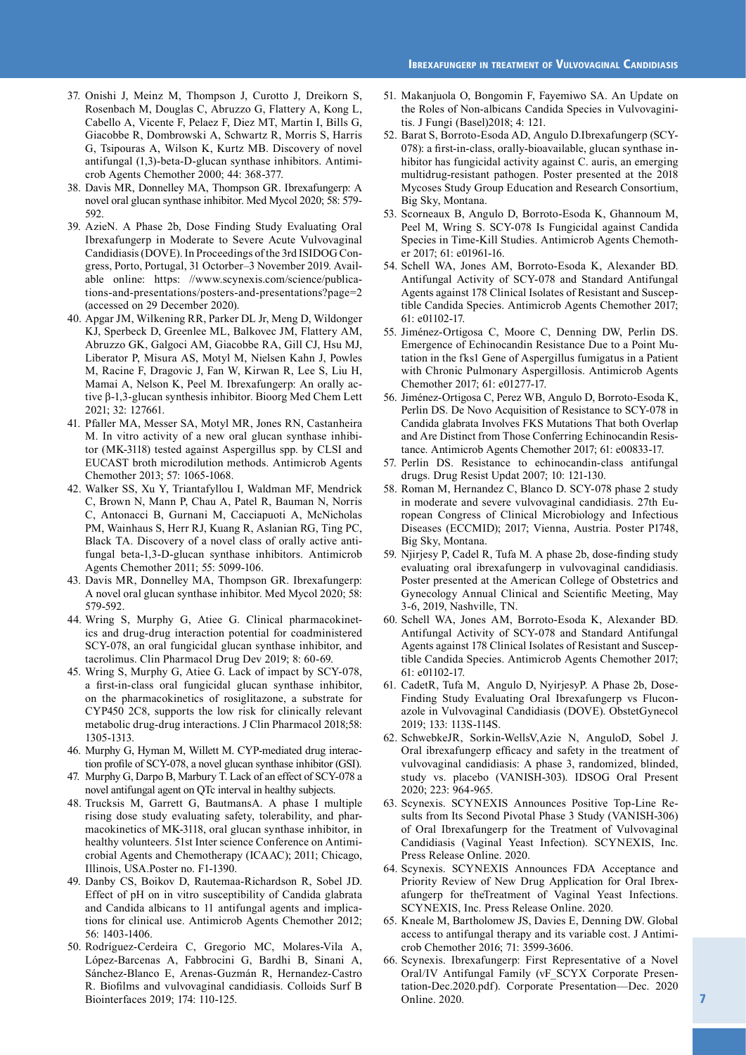37. Onishi J, Meinz M, Thompson J, Curotto J, Dreikorn S, Rosenbach M, Douglas C, Abruzzo G, Flattery A, Kong L, Cabello A, Vicente F, Pelaez F, Diez MT, Martin I, Bills G, Giacobbe R, Dombrowski A, Schwartz R, Morris S, Harris G, Tsipouras A, Wilson K, Kurtz MB. Discovery of novel antifungal (1,3)-beta-D-glucan synthase inhibitors. Antimicrob Agents Chemother 2000; 44: 368-377.
38. Davis MR, Donnelley MA, Thompson GR. Ibrexafungerp: A novel oral glucan synthase inhibitor. Med Mycol 2020; 58: 579-592.
39. AzieN. A Phase 2b, Dose Finding Study Evaluating Oral Ibrexafungerp in Moderate to Severe Acute Vulvovaginal Candidiasis (DOVE). In Proceedings of the 3rd ISIDOG Congress, Porto, Portugal, 31 Octorber–3 November 2019. Available online: https: //www.scynexis.com/science/publications-and-presentations/posters-and-presentations?page=2 (accessed on 29 December 2020).
40. Apgar JM, Wilkening RR, Parker DL Jr, Meng D, Wildonger KJ, Sperbeck D, Greenlee ML, Balkovec JM, Flattery AM, Abruzzo GK, Galgoci AM, Giacobbe RA, Gill CJ, Hsu MJ, Liberator P, Misura AS, Motyl M, Nielsen Kahn J, Powles M, Racine F, Dragovic J, Fan W, Kirwan R, Lee S, Liu H, Mamai A, Nelson K, Peel M. Ibrexafungerp: An orally active β-1,3-glucan synthesis inhibitor. Bioorg Med Chem Lett 2021; 32: 127661.
41. Pfaller MA, Messer SA, Motyl MR, Jones RN, Castanheira M. In vitro activity of a new oral glucan synthase inhibitor (MK-3118) tested against Aspergillus spp. by CLSI and EUCAST broth microdilution methods. Antimicrob Agents Chemother 2013; 57: 1065-1068.
42. Walker SS, Xu Y, Triantafyllou I, Waldman MF, Mendrick C, Brown N, Mann P, Chau A, Patel R, Bauman N, Norris C, Antonacci B, Gurnani M, Cacciapuoti A, McNicholas PM, Wainhaus S, Herr RJ, Kuang R, Aslanian RG, Ting PC, Black TA. Discovery of a novel class of orally active antifungal beta-1,3-D-glucan synthase inhibitors. Antimicrob Agents Chemother 2011; 55: 5099-106.
43. Davis MR, Donnelley MA, Thompson GR. Ibrexafungerp: A novel oral glucan synthase inhibitor. Med Mycol 2020; 58: 579-592.
44. Wring S, Murphy G, Atiee G. Clinical pharmacokinetics and drug-drug interaction potential for coadministered SCY-078, an oral fungicidal glucan synthase inhibitor, and tacrolimus. Clin Pharmacol Drug Dev 2019; 8: 60-69.
45. Wring S, Murphy G, Atiee G. Lack of impact by SCY-078, a first-in-class oral fungicidal glucan synthase inhibitor, on the pharmacokinetics of rosiglitazone, a substrate for CYP450 2C8, supports the low risk for clinically relevant metabolic drug-drug interactions. J Clin Pharmacol 2018;58: 1305-1313.
46. Murphy G, Hyman M, Willett M. CYP-mediated drug interaction profile of SCY-078, a novel glucan synthase inhibitor (GSI).
47. Murphy G, Darpo B, Marbury T. Lack of an effect of SCY-078 a novel antifungal agent on QTc interval in healthy subjects.
48. Trucksis M, Garrett G, BautmansA. A phase I multiple rising dose study evaluating safety, tolerability, and pharmacokinetics of MK-3118, oral glucan synthase inhibitor, in healthy volunteers. 51st Inter science Conference on Antimicrobial Agents and Chemotherapy (ICAAC); 2011; Chicago, Illinois, USA.Poster no. F1-1390.
49. Danby CS, Boikov D, Rautemaa-Richardson R, Sobel JD. Effect of pH on in vitro susceptibility of Candida glabrata and Candida albicans to 11 antifungal agents and implications for clinical use. Antimicrob Agents Chemother 2012; 56: 1403-1406.
50. Rodríguez-Cerdeira C, Gregorio MC, Molares-Vila A, López-Barcenas A, Fabbrocini G, Bardhi B, Sinani A, Sánchez-Blanco E, Arenas-Guzmán R, Hernandez-Castro R. Biofilms and vulvovaginal candidiasis. Colloids Surf B Biointerfaces 2019; 174: 110-125.
51. Makanjuola O, Bongomin F, Fayemiwo SA. An Update on the Roles of Non-albicans Candida Species in Vulvovaginitis. J Fungi (Basel)2018; 4: 121.
52. Barat S, Borroto-Esoda AD, Angulo D.Ibrexafungerp (SCY-078): a first-in-class, orally-bioavailable, glucan synthase inhibitor has fungicidal activity against C. auris, an emerging multidrug-resistant pathogen. Poster presented at the 2018 Mycoses Study Group Education and Research Consortium, Big Sky, Montana.
53. Scorneaux B, Angulo D, Borroto-Esoda K, Ghannoum M, Peel M, Wring S. SCY-078 Is Fungicidal against Candida Species in Time-Kill Studies. Antimicrob Agents Chemother 2017; 61: e01961-16.
54. Schell WA, Jones AM, Borroto-Esoda K, Alexander BD. Antifungal Activity of SCY-078 and Standard Antifungal Agents against 178 Clinical Isolates of Resistant and Susceptible Candida Species. Antimicrob Agents Chemother 2017; 61: e01102-17.
55. Jiménez-Ortigosa C, Moore C, Denning DW, Perlin DS. Emergence of Echinocandin Resistance Due to a Point Mutation in the fks1 Gene of Aspergillus fumigatus in a Patient with Chronic Pulmonary Aspergillosis. Antimicrob Agents Chemother 2017; 61: e01277-17.
56. Jiménez-Ortigosa C, Perez WB, Angulo D, Borroto-Esoda K, Perlin DS. De Novo Acquisition of Resistance to SCY-078 in Candida glabrata Involves FKS Mutations That both Overlap and Are Distinct from Those Conferring Echinocandin Resistance. Antimicrob Agents Chemother 2017; 61: e00833-17.
57. Perlin DS. Resistance to echinocandin-class antifungal drugs. Drug Resist Updat 2007; 10: 121-130.
58. Roman M, Hernandez C, Blanco D. SCY-078 phase 2 study in moderate and severe vulvovaginal candidiasis. 27th European Congress of Clinical Microbiology and Infectious Diseases (ECCMID); 2017; Vienna, Austria. Poster P1748, Big Sky, Montana.
59. Njirjesy P, Cadel R, Tufa M. A phase 2b, dose-finding study evaluating oral ibrexafungerp in vulvovaginal candidiasis. Poster presented at the American College of Obstetrics and Gynecology Annual Clinical and Scientific Meeting, May 3-6, 2019, Nashville, TN.
60. Schell WA, Jones AM, Borroto-Esoda K, Alexander BD. Antifungal Activity of SCY-078 and Standard Antifungal Agents against 178 Clinical Isolates of Resistant and Susceptible Candida Species. Antimicrob Agents Chemother 2017; 61: e01102-17.
61. CadetR, Tufa M, Angulo D, NyirjesyP. A Phase 2b, Dose-Finding Study Evaluating Oral Ibrexafungerp vs Fluconazole in Vulvovaginal Candidiasis (DOVE). ObstetGynecol 2019; 133: 113S-114S.
62. SchwebkeJR, Sorkin-WellsV,Azie N, AnguloD, Sobel J. Oral ibrexafungerp efficacy and safety in the treatment of vulvovaginal candidiasis: A phase 3, randomized, blinded, study vs. placebo (VANISH-303). IDSOG Oral Present 2020; 223: 964-965.
63. Scynexis. SCYNEXIS Announces Positive Top-Line Results from Its Second Pivotal Phase 3 Study (VANISH-306) of Oral Ibrexafungerp for the Treatment of Vulvovaginal Candidiasis (Vaginal Yeast Infection). SCYNEXIS, Inc. Press Release Online. 2020.
64. Scynexis. SCYNEXIS Announces FDA Acceptance and Priority Review of New Drug Application for Oral Ibrexafungerp for theTreatment of Vaginal Yeast Infections. SCYNEXIS, Inc. Press Release Online. 2020.
65. Kneale M, Bartholomew JS, Davies E, Denning DW. Global access to antifungal therapy and its variable cost. J Antimicrob Chemother 2016; 71: 3599-3606.
66. Scynexis. Ibrexafungerp: First Representative of a Novel Oral/IV Antifungal Family (vF_SCYX Corporate Presentation-Dec.2020.pdf). Corporate Presentation—Dec. 2020 Online. 2020.